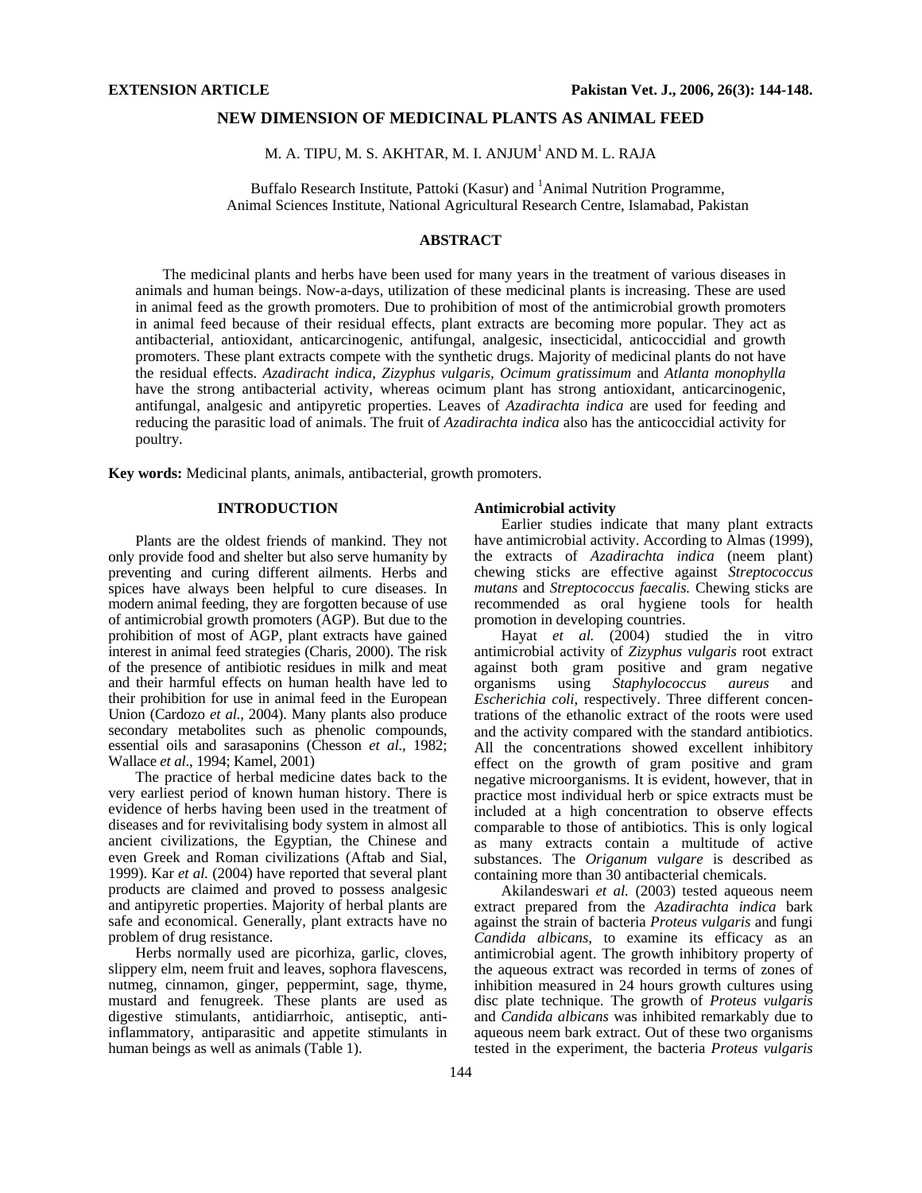**EXTENSION ARTICLE**

# NEW DIMENSION OF MEDICINAL PLANTS AS ANIMAL FEED

M. A. TIPU, M. S. AKHTAR, M. I. ANJUM[1] AND M. L. RAJA

Buffalo Research Institute, Pattoki (Kasur) and [1]Animal Nutrition Programme, Animal Sciences Institute, National Agricultural Research Centre, Islamabad, Pakistan

## ABSTRACT

The medicinal plants and herbs have been used for many years in the treatment of various diseases in animals and human beings. Now-a-days, utilization of these medicinal plants is increasing. These are used in animal feed as the growth promoters. Due to prohibition of most of the antimicrobial growth promoters in animal feed because of their residual effects, plant extracts are becoming more popular. They act as antibacterial, antioxidant, anticarcinogenic, antifungal, analgesic, insecticidal, anticoccidial and growth promoters. These plant extracts compete with the synthetic drugs. Majority of medicinal plants do not have the residual effects. *Azadiracht indica, Zizyphus vulgaris, Ocimum gratissimum* and *Atlanta monophylla* have the strong antibacterial activity, whereas ocimum plant has strong antioxidant, anticarcinogenic, antifungal, analgesic and antipyretic properties. Leaves of *Azadirachta indica* are used for feeding and reducing the parasitic load of animals. The fruit of *Azadirachta indica* also has the anticoccidial activity for poultry.

**Key words:** Medicinal plants, animals, antibacterial, growth promoters.

## INTRODUCTION

Plants are the oldest friends of mankind. They not only provide food and shelter but also serve humanity by preventing and curing different ailments. Herbs and spices have always been helpful to cure diseases. In modern animal feeding, they are forgotten because of use of antimicrobial growth promoters (AGP). But due to the prohibition of most of AGP, plant extracts have gained interest in animal feed strategies (Charis, 2000). The risk of the presence of antibiotic residues in milk and meat and their harmful effects on human health have led to their prohibition for use in animal feed in the European Union (Cardozo *et al.*, 2004). Many plants also produce secondary metabolites such as phenolic compounds, essential oils and sarasaponins (Chesson *et al.*, 1982; Wallace *et al*., 1994; Kamel, 2001)

The practice of herbal medicine dates back to the very earliest period of known human history. There is evidence of herbs having been used in the treatment of diseases and for revivitalising body system in almost all ancient civilizations, the Egyptian, the Chinese and even Greek and Roman civilizations (Aftab and Sial, 1999). Kar *et al.* (2004) have reported that several plant products are claimed and proved to possess analgesic and antipyretic properties. Majority of herbal plants are safe and economical. Generally, plant extracts have no problem of drug resistance.

Herbs normally used are picorhiza, garlic, cloves, slippery elm, neem fruit and leaves, sophora flavescens, nutmeg, cinnamon, ginger, peppermint, sage, thyme, mustard and fenugreek. These plants are used as digestive stimulants, antidiarrhoic, antiseptic, anti-inflammatory, antiparasitic and appetite stimulants in human beings as well as animals (Table 1).

### Antimicrobial activity

Earlier studies indicate that many plant extracts have antimicrobial activity. According to Almas (1999), the extracts of *Azadirachta indica* (neem plant) chewing sticks are effective against *Streptococcus mutans* and *Streptococcus faecalis.* Chewing sticks are recommended as oral hygiene tools for health promotion in developing countries.

Hayat *et al.* (2004) studied the in vitro antimicrobial activity of *Zizyphus vulgaris* root extract against both gram positive and gram negative organisms using *Staphylococcus aureus* and *Escherichia coli*, respectively. Three different concentrations of the ethanolic extract of the roots were used and the activity compared with the standard antibiotics. All the concentrations showed excellent inhibitory effect on the growth of gram positive and gram negative microorganisms. It is evident, however, that in practice most individual herb or spice extracts must be included at a high concentration to observe effects comparable to those of antibiotics. This is only logical as many extracts contain a multitude of active substances. The *Origanum vulgare* is described as containing more than 30 antibacterial chemicals.

Akilandeswari *et al.* (2003) tested aqueous neem extract prepared from the *Azadirachta indica* bark against the strain of bacteria *Proteus vulgaris* and fungi *Candida albicans*, to examine its efficacy as an antimicrobial agent. The growth inhibitory property of the aqueous extract was recorded in terms of zones of inhibition measured in 24 hours growth cultures using disc plate technique. The growth of *Proteus vulgaris* and *Candida albicans* was inhibited remarkably due to aqueous neem bark extract. Out of these two organisms tested in the experiment, the bacteria *Proteus vulgaris*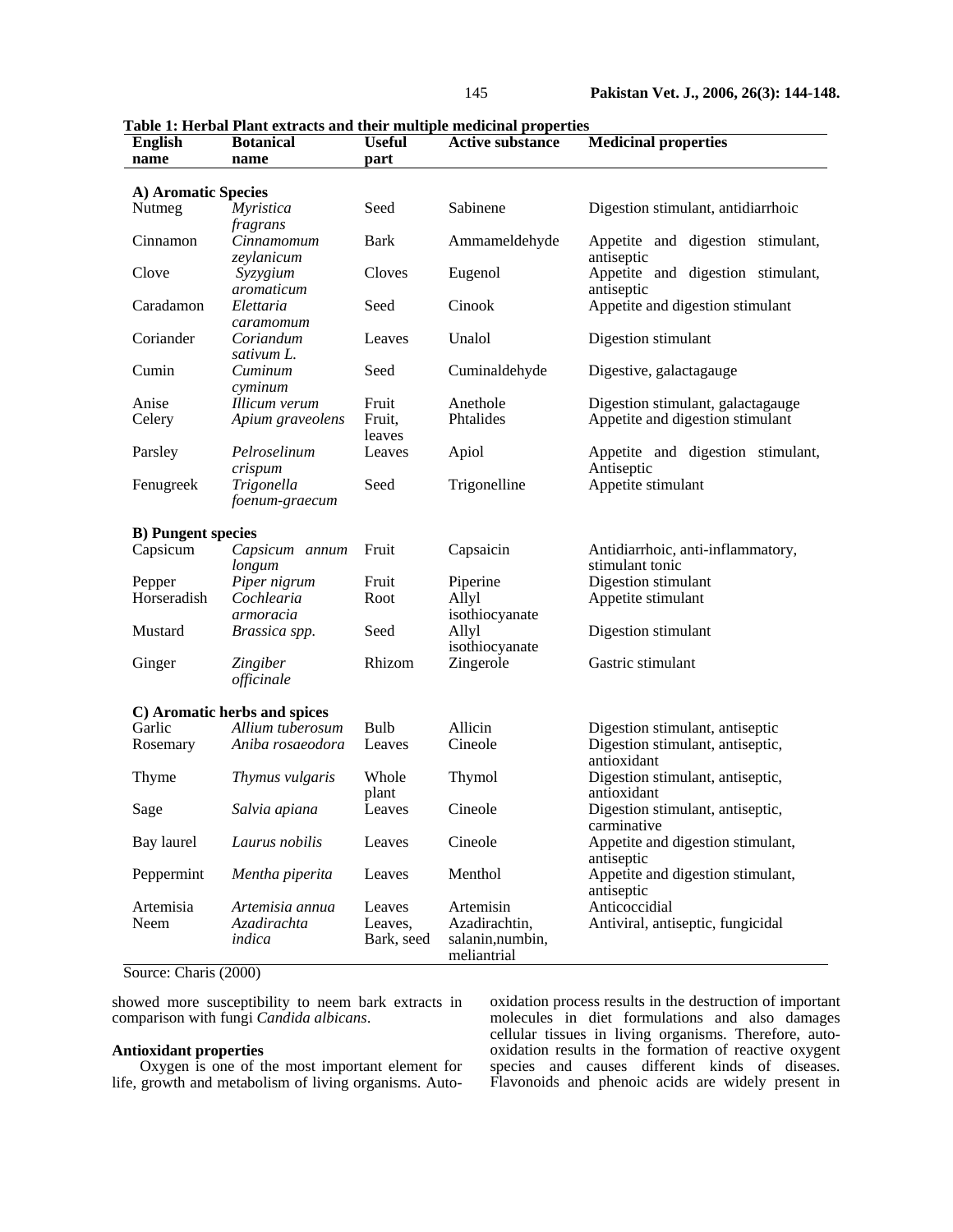**Table 1: Herbal Plant extracts and their multiple medicinal properties**

| English name | Botanical name | Useful part | Active substance | Medicinal properties |
|---|---|---|---|---|
| **A) Aromatic Species** | | | | |
| Nutmeg | *Myristica fragrans* | Seed | Sabinene | Digestion stimulant, antidiarrhoic |
| Cinnamon | *Cinnamomum zeylanicum* | Bark | Ammameldehyde | Appetite and digestion stimulant, antiseptic |
| Clove | *Syzygium aromaticum* | Cloves | Eugenol | Appetite and digestion stimulant, antiseptic |
| Caradamon | *Elettaria caramomum* | Seed | Cinook | Appetite and digestion stimulant |
| Coriander | *Coriandum sativum L.* | Leaves | Unalol | Digestion stimulant |
| Cumin | *Cuminum cyminum* | Seed | Cuminaldehyde | Digestive, galactagauge |
| Anise | *Illicum verum* | Fruit | Anethole | Digestion stimulant, galactagauge |
| Celery | *Apium graveolens* | Fruit, leaves | Phtalides | Appetite and digestion stimulant |
| Parsley | *Pelroselinum crispum* | Leaves | Apiol | Appetite and digestion stimulant, Antiseptic |
| Fenugreek | *Trigonella foenum-graecum* | Seed | Trigonelline | Appetite stimulant |
| **B) Pungent species** | | | | |
| Capsicum | *Capsicum annum longum* | Fruit | Capsaicin | Antidiarrhoic, anti-inflammatory, stimulant tonic |
| Pepper | *Piper nigrum* | Fruit | Piperine | Digestion stimulant |
| Horseradish | *Cochlearia armoracia* | Root | Allyl isothiocyanate | Appetite stimulant |
| Mustard | *Brassica spp.* | Seed | Allyl isothiocyanate | Digestion stimulant |
| Ginger | *Zingiber officinale* | Rhizom | Zingerole | Gastric stimulant |
| **C) Aromatic herbs and spices** | | | | |
| Garlic | *Allium tuberosum* | Bulb | Allicin | Digestion stimulant, antiseptic |
| Rosemary | *Aniba rosaeodora* | Leaves | Cineole | Digestion stimulant, antiseptic, antioxidant |
| Thyme | *Thymus vulgaris* | Whole plant | Thymol | Digestion stimulant, antiseptic, antioxidant |
| Sage | *Salvia apiana* | Leaves | Cineole | Digestion stimulant, antiseptic, carminative |
| Bay laurel | *Laurus nobilis* | Leaves | Cineole | Appetite and digestion stimulant, antiseptic |
| Peppermint | *Mentha piperita* | Leaves | Menthol | Appetite and digestion stimulant, antiseptic |
| Artemisia | *Artemisia annua* | Leaves | Artemisin | Anticoccidial |
| Neem | *Azadirachta indica* | Leaves, Bark, seed | Azadirachtin, salanin,numbin, meliantrial | Antiviral, antiseptic, fungicidal |

Source: Charis (2000)

showed more susceptibility to neem bark extracts in comparison with fungi *Candida albicans*.

### Antioxidant properties

Oxygen is one of the most important element for life, growth and metabolism of living organisms. Auto-oxidation process results in the destruction of important molecules in diet formulations and also damages cellular tissues in living organisms. Therefore, auto-oxidation results in the formation of reactive oxygent species and causes different kinds of diseases. Flavonoids and phenoic acids are widely present in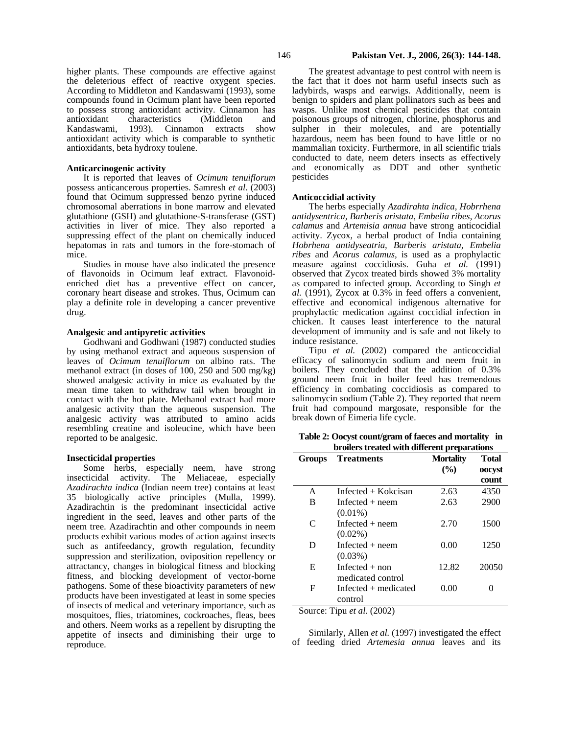higher plants. These compounds are effective against the deleterious effect of reactive oxygent species. According to Middleton and Kandaswami (1993), some compounds found in Ocimum plant have been reported to possess strong antioxidant activity. Cinnamon has antioxidant characteristics (Middleton and Kandaswami, 1993). Cinnamon extracts show antioxidant activity which is comparable to synthetic antioxidants, beta hydroxy toulene.

### Anticarcinogenic activity

It is reported that leaves of *Ocimum tenuiflorum* possess anticancerous properties. Samresh *et al*. (2003) found that Ocimum suppressed benzo pyrine induced chromosomal aberrations in bone marrow and elevated glutathione (GSH) and glutathione-S-transferase (GST) activities in liver of mice. They also reported a suppressing effect of the plant on chemically induced hepatomas in rats and tumors in the fore-stomach of mice.

Studies in mouse have also indicated the presence of flavonoids in Ocimum leaf extract. Flavonoid-enriched diet has a preventive effect on cancer, coronary heart disease and strokes. Thus, Ocimum can play a definite role in developing a cancer preventive drug.

### Analgesic and antipyretic activities

Godhwani and Godhwani (1987) conducted studies by using methanol extract and aqueous suspension of leaves of *Ocimum tenuiflorum* on albino rats. The methanol extract (in doses of 100, 250 and 500 mg/kg) showed analgesic activity in mice as evaluated by the mean time taken to withdraw tail when brought in contact with the hot plate. Methanol extract had more analgesic activity than the aqueous suspension. The analgesic activity was attributed to amino acids resembling creatine and isoleucine, which have been reported to be analgesic.

### Insecticidal properties

Some herbs, especially neem, have strong insecticidal activity. The Meliaceae, especially *Azadirachta indica* (Indian neem tree) contains at least 35 biologically active principles (Mulla, 1999). Azadirachtin is the predominant insecticidal active ingredient in the seed, leaves and other parts of the neem tree. Azadirachtin and other compounds in neem products exhibit various modes of action against insects such as antifeedancy, growth regulation, fecundity suppression and sterilization, oviposition repellency or attractancy, changes in biological fitness and blocking fitness, and blocking development of vector-borne pathogens. Some of these bioactivity parameters of new products have been investigated at least in some species of insects of medical and veterinary importance, such as mosquitoes, flies, triatomines, cockroaches, fleas, bees and others. Neem works as a repellent by disrupting the appetite of insects and diminishing their urge to reproduce.

The greatest advantage to pest control with neem is the fact that it does not harm useful insects such as ladybirds, wasps and earwigs. Additionally, neem is benign to spiders and plant pollinators such as bees and wasps. Unlike most chemical pesticides that contain poisonous groups of nitrogen, chlorine, phosphorus and sulpher in their molecules, and are potentially hazardous, neem has been found to have little or no mammalian toxicity. Furthermore, in all scientific trials conducted to date, neem deters insects as effectively and economically as DDT and other synthetic pesticides

### Anticoccidial activity

The herbs especially *Azadirahta indica, Hobrrhena antidysentrica, Barberis aristata, Embelia ribes, Acorus calamus* and *Artemisia annua* have strong anticocidial activity. Zycox, a herbal product of India containing *Hobrhena antidyseatria, Barberis aristata, Embelia ribes* and *Acorus calamus,* is used as a prophylactic measure against coccidiosis. Guha *et al.* (1991) observed that Zycox treated birds showed 3% mortality as compared to infected group. According to Singh *et al.* (1991), Zycox at 0.3% in feed offers a convenient, effective and economical indigenous alternative for prophylactic medication against coccidial infection in chicken. It causes least interference to the natural development of immunity and is safe and not likely to induce resistance.

Tipu *et al.* (2002) compared the anticoccidial efficacy of salinomycin sodium and neem fruit in boilers. They concluded that the addition of 0.3% ground neem fruit in boiler feed has tremendous efficiency in combating coccidiosis as compared to salinomycin sodium (Table 2). They reported that neem fruit had compound margosate, responsible for the break down of Eimeria life cycle.

**Table 2: Oocyst count/gram of faeces and mortality in broilers treated with different preparations**

| Groups | Treatments | Mortality (%) | Total oocyst count |
|---|---|---|---|
| A | Infected + Kokcisan | 2.63 | 4350 |
| B | Infected + neem (0.01%) | 2.63 | 2900 |
| C | Infected + neem (0.02%) | 2.70 | 1500 |
| D | Infected + neem (0.03%) | 0.00 | 1250 |
| E | Infected + non medicated control | 12.82 | 20050 |
| F | Infected + medicated control | 0.00 | 0 |

Source: Tipu *et al.* (2002)

Similarly, Allen *et al.* (1997) investigated the effect of feeding dried *Artemesia annua* leaves and its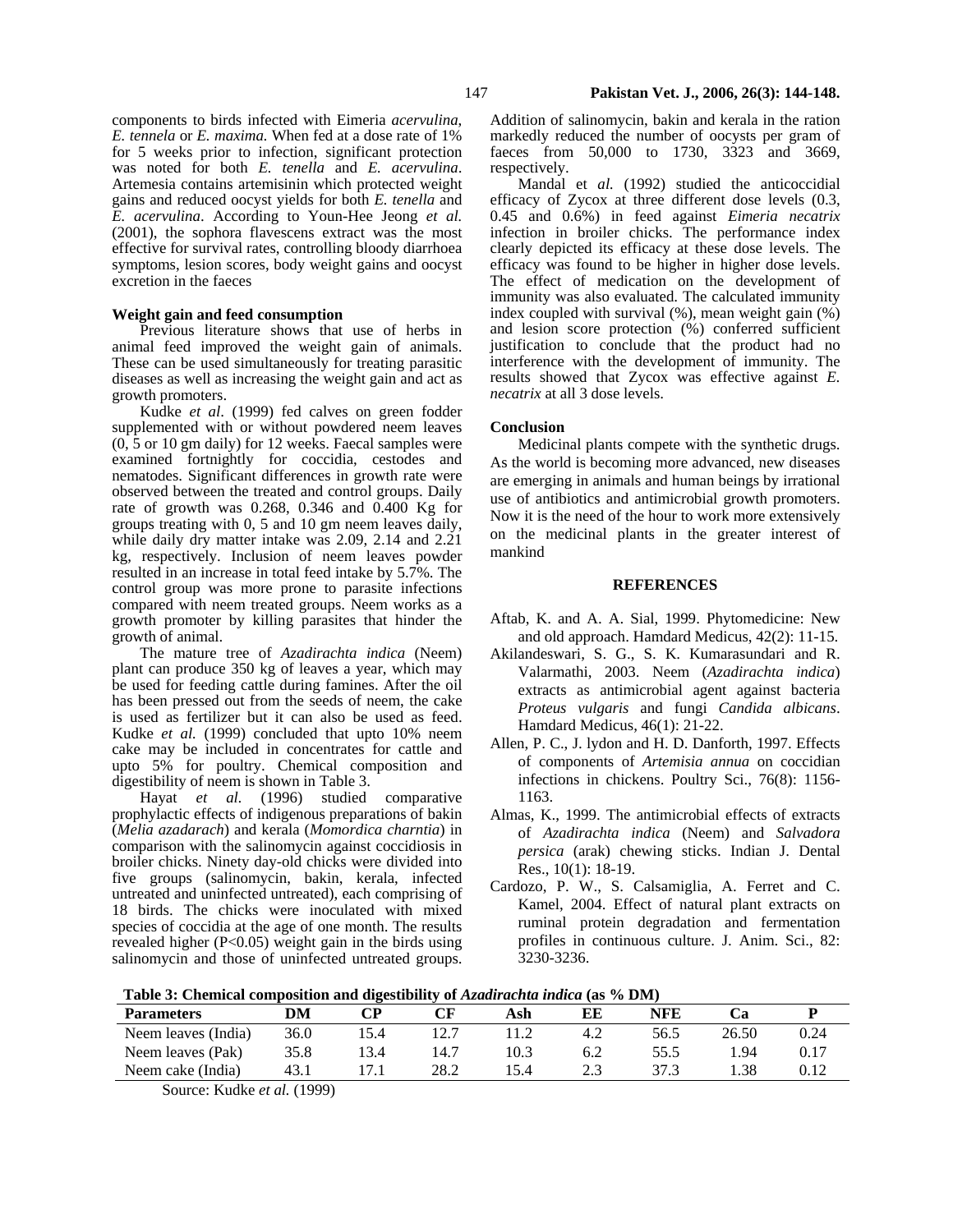components to birds infected with Eimeria *acervulina*, *E. tennela* or *E. maxima.* When fed at a dose rate of 1% for 5 weeks prior to infection, significant protection was noted for both *E. tenella* and *E. acervulina*. Artemesia contains artemisinin which protected weight gains and reduced oocyst yields for both *E. tenella* and *E. acervulina*. According to Youn-Hee Jeong *et al.* (2001), the sophora flavescens extract was the most effective for survival rates, controlling bloody diarrhoea symptoms, lesion scores, body weight gains and oocyst excretion in the faeces

**Weight gain and feed consumption**

Previous literature shows that use of herbs in animal feed improved the weight gain of animals. These can be used simultaneously for treating parasitic diseases as well as increasing the weight gain and act as growth promoters.

Kudke *et al*. (1999) fed calves on green fodder supplemented with or without powdered neem leaves (0, 5 or 10 gm daily) for 12 weeks. Faecal samples were examined fortnightly for coccidia, cestodes and nematodes. Significant differences in growth rate were observed between the treated and control groups. Daily rate of growth was 0.268, 0.346 and 0.400 Kg for groups treating with 0, 5 and 10 gm neem leaves daily, while daily dry matter intake was 2.09, 2.14 and 2.21 kg, respectively. Inclusion of neem leaves powder resulted in an increase in total feed intake by 5.7%. The control group was more prone to parasite infections compared with neem treated groups. Neem works as a growth promoter by killing parasites that hinder the growth of animal.

The mature tree of *Azadirachta indica* (Neem) plant can produce 350 kg of leaves a year, which may be used for feeding cattle during famines. After the oil has been pressed out from the seeds of neem, the cake is used as fertilizer but it can also be used as feed. Kudke *et al.* (1999) concluded that upto 10% neem cake may be included in concentrates for cattle and upto 5% for poultry. Chemical composition and digestibility of neem is shown in Table 3.

Hayat *et al.* (1996) studied comparative prophylactic effects of indigenous preparations of bakin (*Melia azadarach*) and kerala (*Momordica charntia*) in comparison with the salinomycin against coccidiosis in broiler chicks. Ninety day-old chicks were divided into five groups (salinomycin, bakin, kerala, infected untreated and uninfected untreated), each comprising of 18 birds. The chicks were inoculated with mixed species of coccidia at the age of one month. The results revealed higher ($P<0.05$) weight gain in the birds using salinomycin and those of uninfected untreated groups. Addition of salinomycin, bakin and kerala in the ration markedly reduced the number of oocysts per gram of faeces from 50,000 to 1730, 3323 and 3669, respectively.

Mandal et *al.* (1992) studied the anticoccidial efficacy of Zycox at three different dose levels (0.3, 0.45 and 0.6%) in feed against *Eimeria necatrix* infection in broiler chicks. The performance index clearly depicted its efficacy at these dose levels. The efficacy was found to be higher in higher dose levels. The effect of medication on the development of immunity was also evaluated. The calculated immunity index coupled with survival (%), mean weight gain (%) and lesion score protection (%) conferred sufficient justification to conclude that the product had no interference with the development of immunity. The results showed that Zycox was effective against *E. necatrix* at all 3 dose levels.

**Conclusion**

Medicinal plants compete with the synthetic drugs. As the world is becoming more advanced, new diseases are emerging in animals and human beings by irrational use of antibiotics and antimicrobial growth promoters. Now it is the need of the hour to work more extensively on the medicinal plants in the greater interest of mankind

## REFERENCES

Aftab, K. and A. A. Sial, 1999. Phytomedicine: New and old approach. Hamdard Medicus, 42(2): 11-15.

Akilandeswari, S. G., S. K. Kumarasundari and R. Valarmathi, 2003. Neem (*Azadirachta indica*) extracts as antimicrobial agent against bacteria *Proteus vulgaris* and fungi *Candida albicans*. Hamdard Medicus, 46(1): 21-22.

Allen, P. C., J. lydon and H. D. Danforth, 1997. Effects of components of *Artemisia annua* on coccidian infections in chickens. Poultry Sci., 76(8): 1156-1163.

Almas, K., 1999. The antimicrobial effects of extracts of *Azadirachta indica* (Neem) and *Salvadora persica* (arak) chewing sticks. Indian J. Dental Res., 10(1): 18-19.

Cardozo, P. W., S. Calsamiglia, A. Ferret and C. Kamel, 2004. Effect of natural plant extracts on ruminal protein degradation and fermentation profiles in continuous culture. J. Anim. Sci., 82: 3230-3236.

**Table 3: Chemical composition and digestibility of *Azadirachta indica* (as % DM)**

| Parameters | DM | CP | CF | Ash | EE | NFE | Ca | P |
|---|---|---|---|---|---|---|---|---|
| Neem leaves (India) | 36.0 | 15.4 | 12.7 | 11.2 | 4.2 | 56.5 | 26.50 | 0.24 |
| Neem leaves (Pak) | 35.8 | 13.4 | 14.7 | 10.3 | 6.2 | 55.5 | 1.94 | 0.17 |
| Neem cake (India) | 43.1 | 17.1 | 28.2 | 15.4 | 2.3 | 37.3 | 1.38 | 0.12 |

Source: Kudke *et al.* (1999)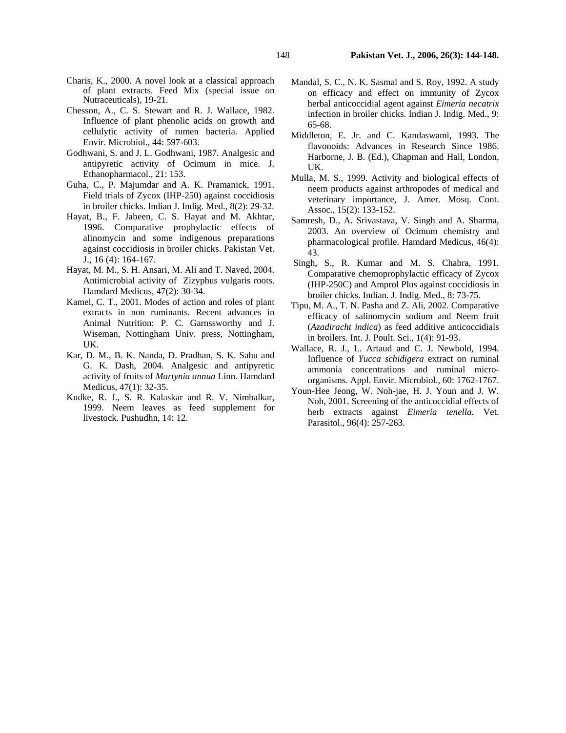Charis, K., 2000. A novel look at a classical approach of plant extracts. Feed Mix (special issue on Nutraceuticals), 19-21.

Chesson, A., C. S. Stewart and R. J. Wallace, 1982. Influence of plant phenolic acids on growth and cellulytic activity of rumen bacteria. Applied Envir. Microbiol., 44: 597-603.

Godhwani, S. and J. L. Godhwani, 1987. Analgesic and antipyretic activity of Ocimum in mice. J. Ethanopharmacol., 21: 153.

Guha, C., P. Majumdar and A. K. Pramanick, 1991. Field trials of Zycox (IHP-250) against coccidiosis in broiler chicks. Indian J. Indig. Med., 8(2): 29-32.

Hayat, B., F. Jabeen, C. S. Hayat and M. Akhtar, 1996. Comparative prophylactic effects of alinomycin and some indigenous preparations against coccidiosis in broiler chicks. Pakistan Vet. J., 16 (4): 164-167.

Hayat, M. M., S. H. Ansari, M. Ali and T. Naved, 2004. Antimicrobial activity of Zizyphus vulgaris roots. Hamdard Medicus, 47(2): 30-34.

Kamel, C. T., 2001. Modes of action and roles of plant extracts in non ruminants. Recent advances in Animal Nutrition: P. C. Garnssworthy and J. Wiseman, Nottingham Univ. press, Nottingham, UK.

Kar, D. M., B. K. Nanda, D. Pradhan, S. K. Sahu and G. K. Dash, 2004. Analgesic and antipyretic activity of fruits of *Martynia annua* Linn. Hamdard Medicus, 47(1): 32-35.

Kudke, R. J., S. R. Kalaskar and R. V. Nimbalkar, 1999. Neem leaves as feed supplement for livestock. Pushudhn, 14: 12.

Mandal, S. C., N. K. Sasmal and S. Roy, 1992. A study on efficacy and effect on immunity of Zycox herbal anticoccidial agent against *Eimeria necatrix* infection in broiler chicks. Indian J. Indig. Med., 9: 65-68.

Middleton, E. Jr. and C. Kandaswami, 1993. The flavonoids: Advances in Research Since 1986. Harborne, J. B. (Ed.), Chapman and Hall, London, UK.

Mulla, M. S., 1999. Activity and biological effects of neem products against arthropodes of medical and veterinary importance, J. Amer. Mosq. Cont. Assoc., 15(2): 133-152.

Samresh, D., A. Srivastava, V. Singh and A. Sharma, 2003. An overview of Ocimum chemistry and pharmacological profile. Hamdard Medicus, 46(4): 43.

Singh, S., R. Kumar and M. S. Chabra, 1991. Comparative chemoprophylactic efficacy of Zycox (IHP-250C) and Amprol Plus against coccidiosis in broiler chicks. Indian. J. Indig. Med., 8: 73-75.

Tipu, M. A., T. N. Pasha and Z. Ali, 2002. Comparative efficacy of salinomycin sodium and Neem fruit (*Azadiracht indica*) as feed additive anticoccidials in broilers. Int. J. Poult. Sci., 1(4): 91-93.

Wallace, R. J., L. Artaud and C. J. Newbold, 1994. Influence of *Yucca schidigera* extract on ruminal ammonia concentrations and ruminal micro-organisms. Appl. Envir. Microbiol., 60: 1762-1767.

Youn-Hee Jeong, W. Noh-jae, H. J. Youn and J. W. Noh, 2001. Screening of the anticoccidial effects of herb extracts against *Eimeria tenella*. Vet. Parasitol., 96(4): 257-263.